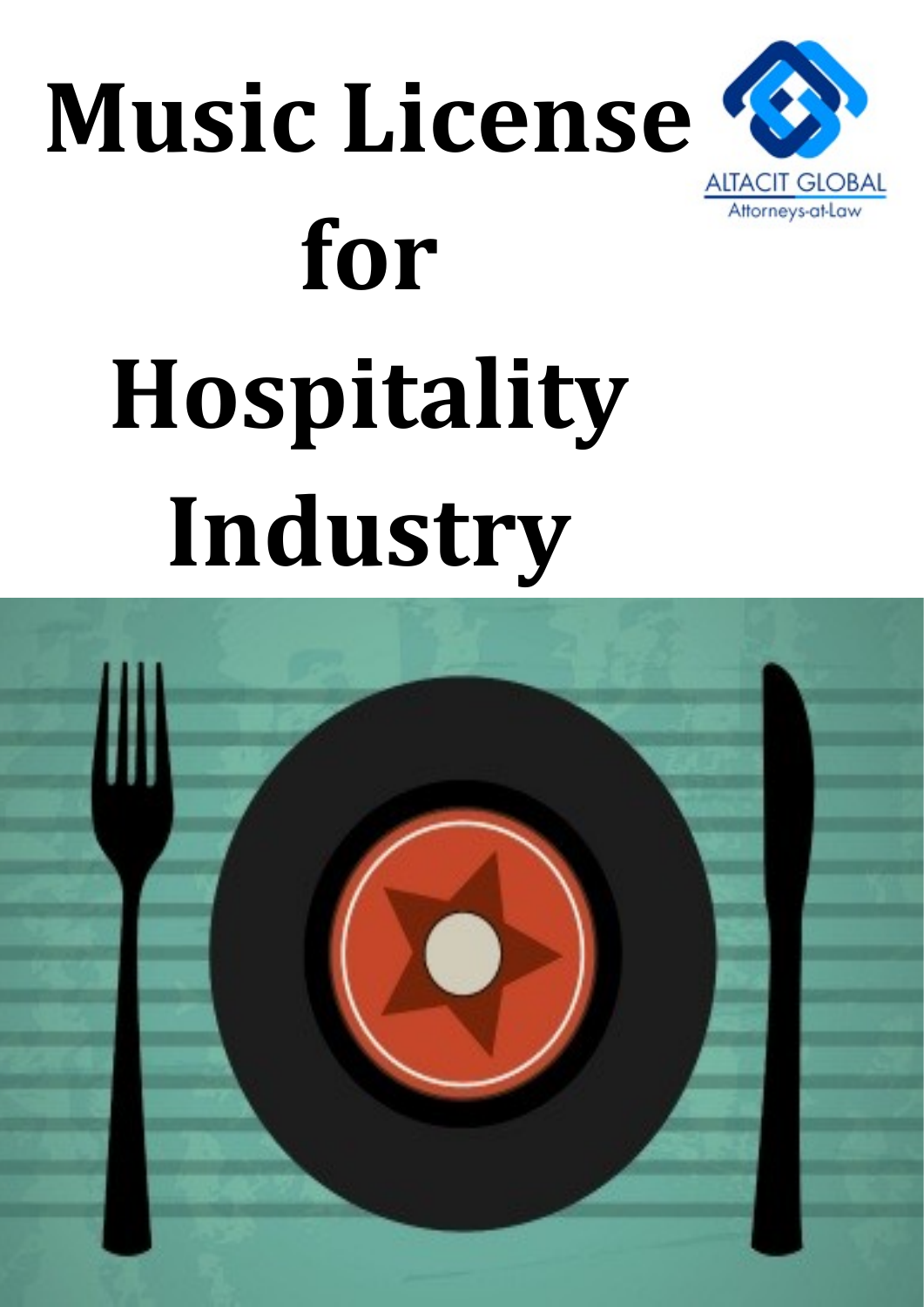# Music License for Hospitality Industry

ALTACIT GLOBAL

Attorneys-at-Law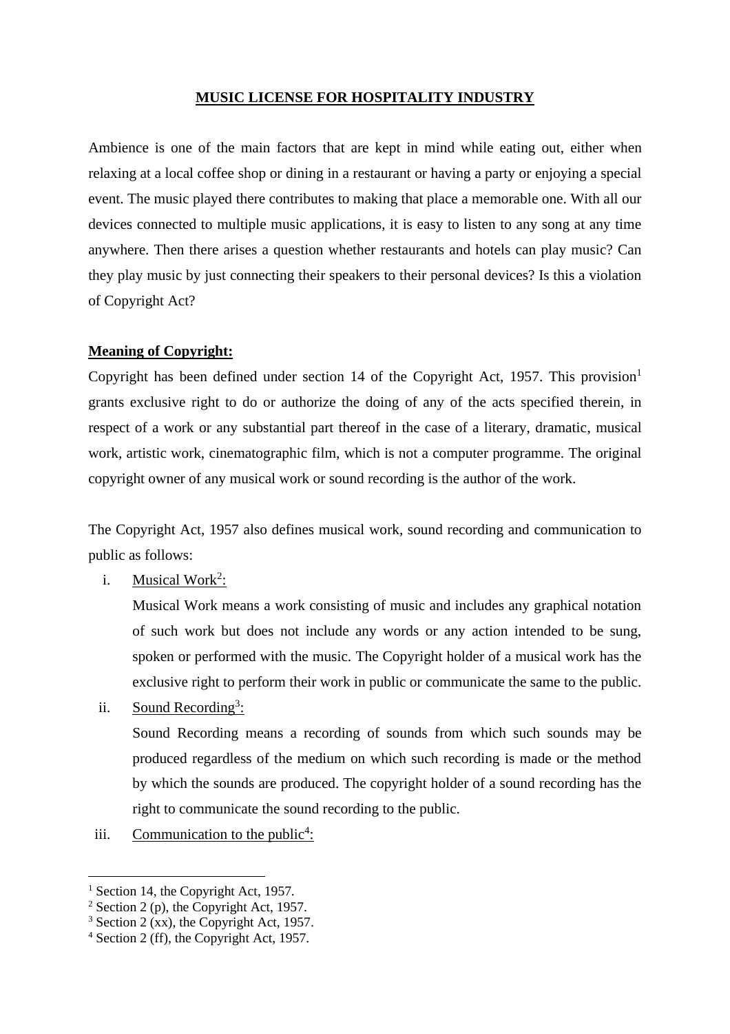# MUSIC LICENSE FOR HOSPITALITY INDUSTRY

Ambience is one of the main factors that are kept in mind while eating out, either when relaxing at a local coffee shop or dining in a restaurant or having a party or enjoying a special event. The music played there contributes to making that place a memorable one. With all our devices connected to multiple music applications, it is easy to listen to any song at any time anywhere. Then there arises a question whether restaurants and hotels can play music? Can they play music by just connecting their speakers to their personal devices? Is this a violation of Copyright Act?

**Meaning of Copyright:**

Copyright has been defined under section 14 of the Copyright Act, 1957. This provision[1] grants exclusive right to do or authorize the doing of any of the acts specified therein, in respect of a work or any substantial part thereof in the case of a literary, dramatic, musical work, artistic work, cinematographic film, which is not a computer programme. The original copyright owner of any musical work or sound recording is the author of the work.

The Copyright Act, 1957 also defines musical work, sound recording and communication to public as follows:

i. Musical Work[2]:

   Musical Work means a work consisting of music and includes any graphical notation of such work but does not include any words or any action intended to be sung, spoken or performed with the music. The Copyright holder of a musical work has the exclusive right to perform their work in public or communicate the same to the public.

ii. Sound Recording[3]:

   Sound Recording means a recording of sounds from which such sounds may be produced regardless of the medium on which such recording is made or the method by which the sounds are produced. The copyright holder of a sound recording has the right to communicate the sound recording to the public.

iii. Communication to the public[4]:

---

[1] Section 14, the Copyright Act, 1957.
[2] Section 2 (p), the Copyright Act, 1957.
[3] Section 2 (xx), the Copyright Act, 1957.
[4] Section 2 (ff), the Copyright Act, 1957.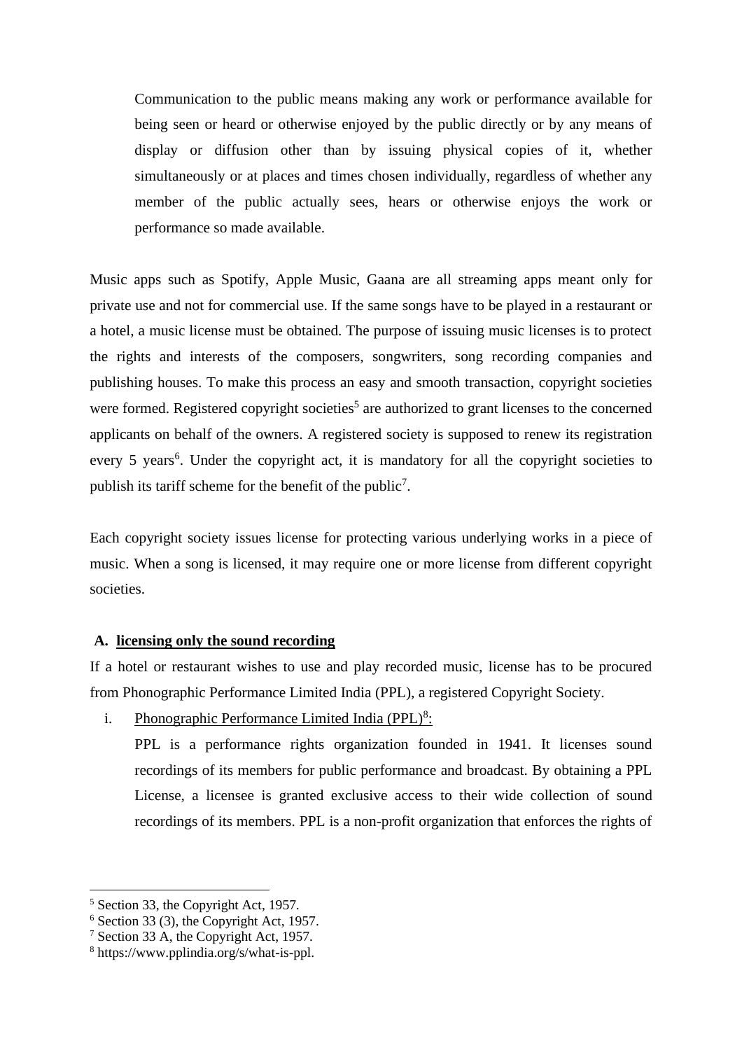> Communication to the public means making any work or performance available for being seen or heard or otherwise enjoyed by the public directly or by any means of display or diffusion other than by issuing physical copies of it, whether simultaneously or at places and times chosen individually, regardless of whether any member of the public actually sees, hears or otherwise enjoys the work or performance so made available.

Music apps such as Spotify, Apple Music, Gaana are all streaming apps meant only for private use and not for commercial use. If the same songs have to be played in a restaurant or a hotel, a music license must be obtained. The purpose of issuing music licenses is to protect the rights and interests of the composers, songwriters, song recording companies and publishing houses. To make this process an easy and smooth transaction, copyright societies were formed. Registered copyright societies[5] are authorized to grant licenses to the concerned applicants on behalf of the owners. A registered society is supposed to renew its registration every 5 years[6]. Under the copyright act, it is mandatory for all the copyright societies to publish its tariff scheme for the benefit of the public[7].

Each copyright society issues license for protecting various underlying works in a piece of music. When a song is licensed, it may require one or more license from different copyright societies.

**A. <u>licensing only the sound recording</u>**

If a hotel or restaurant wishes to use and play recorded music, license has to be procured from Phonographic Performance Limited India (PPL), a registered Copyright Society.

i. <u>Phonographic Performance Limited India (PPL)[8]:</u>

   PPL is a performance rights organization founded in 1941. It licenses sound recordings of its members for public performance and broadcast. By obtaining a PPL License, a licensee is granted exclusive access to their wide collection of sound recordings of its members. PPL is a non-profit organization that enforces the rights of

---

[5] Section 33, the Copyright Act, 1957.

[6] Section 33 (3), the Copyright Act, 1957.

[7] Section 33 A, the Copyright Act, 1957.

[8] https://www.pplindia.org/s/what-is-ppl.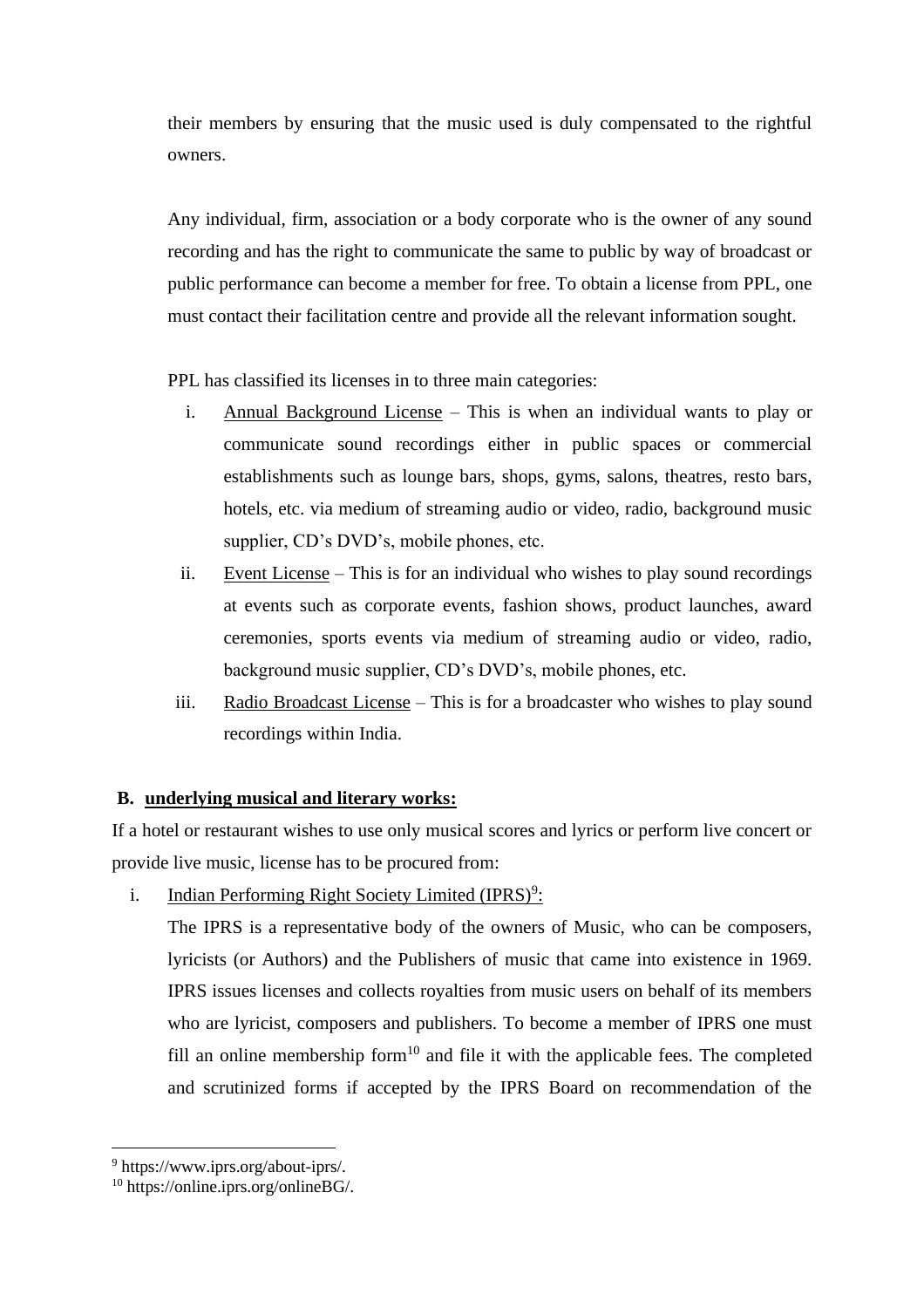their members by ensuring that the music used is duly compensated to the rightful owners.

Any individual, firm, association or a body corporate who is the owner of any sound recording and has the right to communicate the same to public by way of broadcast or public performance can become a member for free. To obtain a license from PPL, one must contact their facilitation centre and provide all the relevant information sought.

PPL has classified its licenses in to three main categories:

i. <u>Annual Background License</u> – This is when an individual wants to play or communicate sound recordings either in public spaces or commercial establishments such as lounge bars, shops, gyms, salons, theatres, resto bars, hotels, etc. via medium of streaming audio or video, radio, background music supplier, CD's DVD's, mobile phones, etc.

ii. <u>Event License</u> – This is for an individual who wishes to play sound recordings at events such as corporate events, fashion shows, product launches, award ceremonies, sports events via medium of streaming audio or video, radio, background music supplier, CD's DVD's, mobile phones, etc.

iii. <u>Radio Broadcast License</u> – This is for a broadcaster who wishes to play sound recordings within India.

**B. <u>underlying musical and literary works:</u>**

If a hotel or restaurant wishes to use only musical scores and lyrics or perform live concert or provide live music, license has to be procured from:

i. <u>Indian Performing Right Society Limited (IPRS)[9]:</u>

The IPRS is a representative body of the owners of Music, who can be composers, lyricists (or Authors) and the Publishers of music that came into existence in 1969. IPRS issues licenses and collects royalties from music users on behalf of its members who are lyricist, composers and publishers. To become a member of IPRS one must fill an online membership form[10] and file it with the applicable fees. The completed and scrutinized forms if accepted by the IPRS Board on recommendation of the

---

[9] https://www.iprs.org/about-iprs/.

[10] https://online.iprs.org/onlineBG/.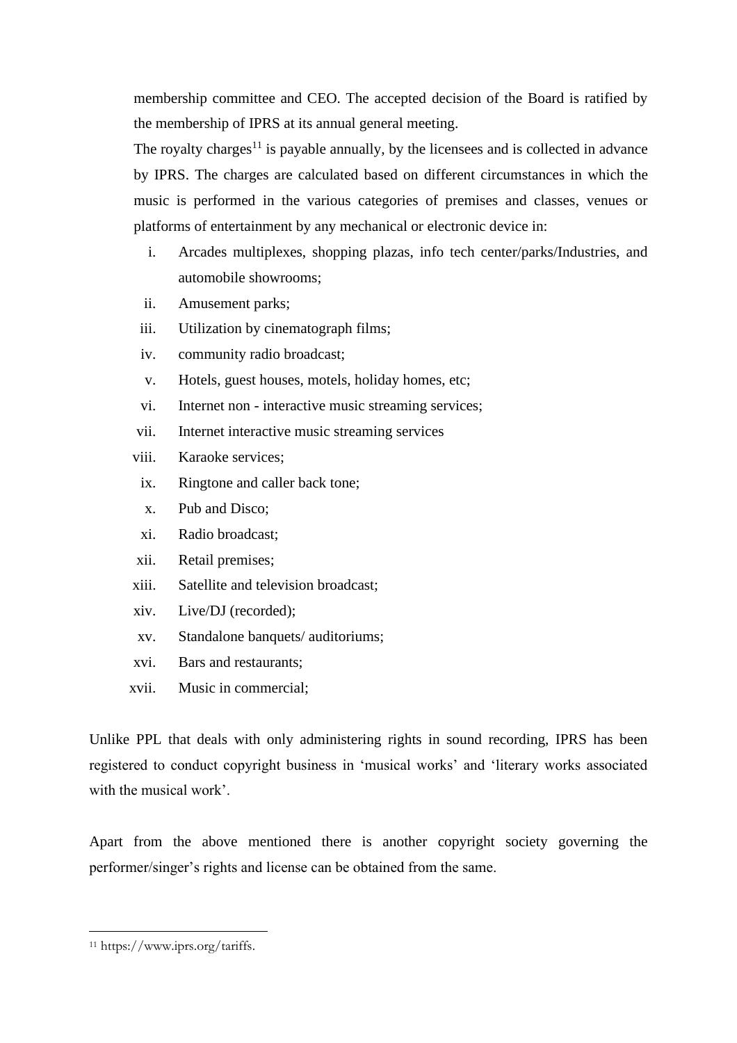membership committee and CEO. The accepted decision of the Board is ratified by the membership of IPRS at its annual general meeting.

The royalty charges[11] is payable annually, by the licensees and is collected in advance by IPRS. The charges are calculated based on different circumstances in which the music is performed in the various categories of premises and classes, venues or platforms of entertainment by any mechanical or electronic device in:

i. Arcades multiplexes, shopping plazas, info tech center/parks/Industries, and automobile showrooms;
ii. Amusement parks;
iii. Utilization by cinematograph films;
iv. community radio broadcast;
v. Hotels, guest houses, motels, holiday homes, etc;
vi. Internet non - interactive music streaming services;
vii. Internet interactive music streaming services
viii. Karaoke services;
ix. Ringtone and caller back tone;
x. Pub and Disco;
xi. Radio broadcast;
xii. Retail premises;
xiii. Satellite and television broadcast;
xiv. Live/DJ (recorded);
xv. Standalone banquets/ auditoriums;
xvi. Bars and restaurants;
xvii. Music in commercial;

Unlike PPL that deals with only administering rights in sound recording, IPRS has been registered to conduct copyright business in 'musical works' and 'literary works associated with the musical work'.

Apart from the above mentioned there is another copyright society governing the performer/singer's rights and license can be obtained from the same.

---

[11] https://www.iprs.org/tariffs.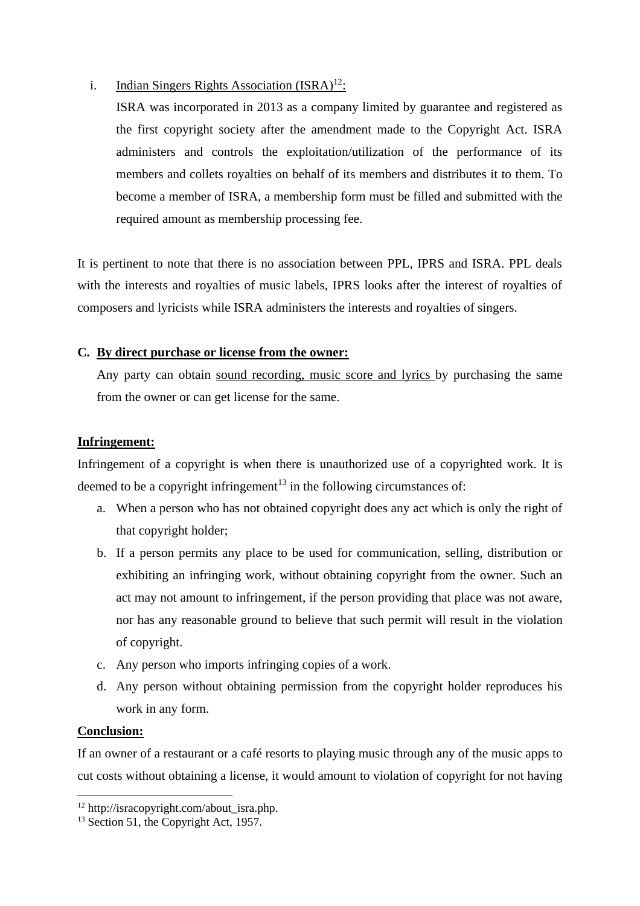i. Indian Singers Rights Association (ISRA)[12]:

ISRA was incorporated in 2013 as a company limited by guarantee and registered as the first copyright society after the amendment made to the Copyright Act. ISRA administers and controls the exploitation/utilization of the performance of its members and collets royalties on behalf of its members and distributes it to them. To become a member of ISRA, a membership form must be filled and submitted with the required amount as membership processing fee.

It is pertinent to note that there is no association between PPL, IPRS and ISRA. PPL deals with the interests and royalties of music labels, IPRS looks after the interest of royalties of composers and lyricists while ISRA administers the interests and royalties of singers.

**C. By direct purchase or license from the owner:**

Any party can obtain sound recording, music score and lyrics by purchasing the same from the owner or can get license for the same.

**Infringement:**

Infringement of a copyright is when there is unauthorized use of a copyrighted work. It is deemed to be a copyright infringement[13] in the following circumstances of:

a. When a person who has not obtained copyright does any act which is only the right of that copyright holder;
b. If a person permits any place to be used for communication, selling, distribution or exhibiting an infringing work, without obtaining copyright from the owner. Such an act may not amount to infringement, if the person providing that place was not aware, nor has any reasonable ground to believe that such permit will result in the violation of copyright.
c. Any person who imports infringing copies of a work.
d. Any person without obtaining permission from the copyright holder reproduces his work in any form.

**Conclusion:**

If an owner of a restaurant or a café resorts to playing music through any of the music apps to cut costs without obtaining a license, it would amount to violation of copyright for not having

---

[12] http://isracopyright.com/about_isra.php.

[13] Section 51, the Copyright Act, 1957.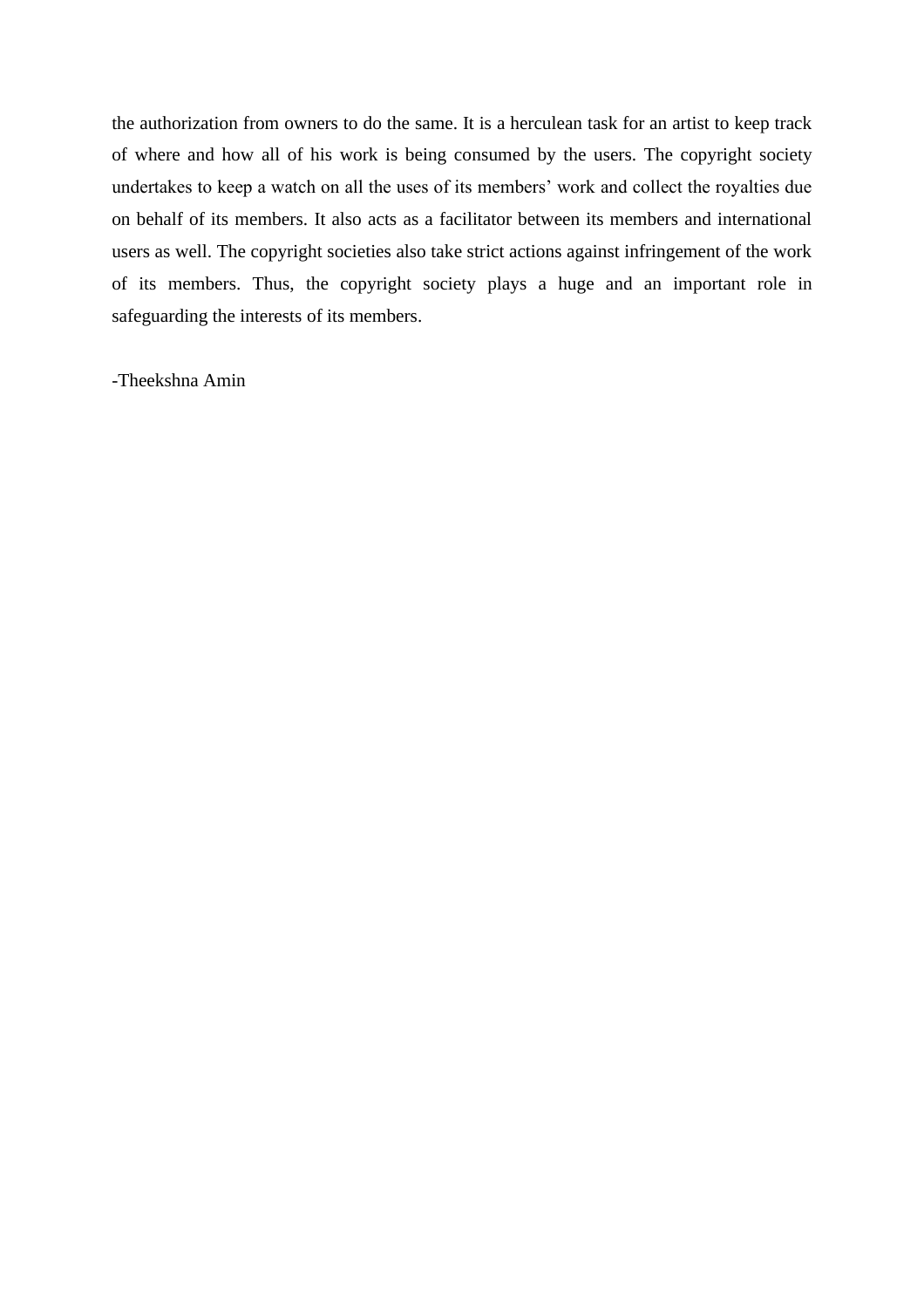the authorization from owners to do the same. It is a herculean task for an artist to keep track of where and how all of his work is being consumed by the users. The copyright society undertakes to keep a watch on all the uses of its members' work and collect the royalties due on behalf of its members. It also acts as a facilitator between its members and international users as well. The copyright societies also take strict actions against infringement of the work of its members. Thus, the copyright society plays a huge and an important role in safeguarding the interests of its members.

-Theekshna Amin